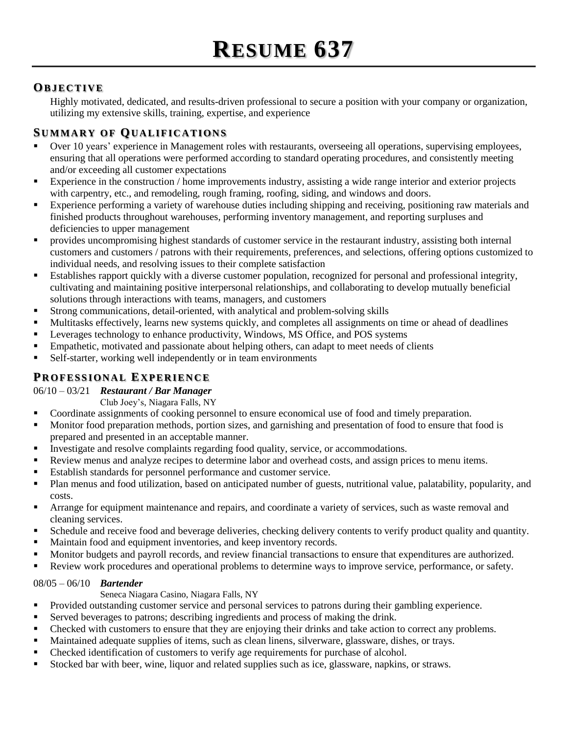# RESUME 637

## OBJECTIVE

Highly motivated, dedicated, and results-driven professional to secure a position with your company or organization, utilizing my extensive skills, training, expertise, and experience

## SUMMARY OF QUALIFICATIONS

- Over 10 years' experience in Management roles with restaurants, overseeing all operations, supervising employees, ensuring that all operations were performed according to standard operating procedures, and consistently meeting and/or exceeding all customer expectations
- Experience in the construction / home improvements industry, assisting a wide range interior and exterior projects with carpentry, etc., and remodeling, rough framing, roofing, siding, and windows and doors.
- Experience performing a variety of warehouse duties including shipping and receiving, positioning raw materials and finished products throughout warehouses, performing inventory management, and reporting surpluses and deficiencies to upper management
- provides uncompromising highest standards of customer service in the restaurant industry, assisting both internal customers and customers / patrons with their requirements, preferences, and selections, offering options customized to individual needs, and resolving issues to their complete satisfaction
- Establishes rapport quickly with a diverse customer population, recognized for personal and professional integrity, cultivating and maintaining positive interpersonal relationships, and collaborating to develop mutually beneficial solutions through interactions with teams, managers, and customers
- Strong communications, detail-oriented, with analytical and problem-solving skills
- Multitasks effectively, learns new systems quickly, and completes all assignments on time or ahead of deadlines
- Leverages technology to enhance productivity, Windows, MS Office, and POS systems
- Empathetic, motivated and passionate about helping others, can adapt to meet needs of clients
- Self-starter, working well independently or in team environments

## PROFESSIONAL EXPERIENCE

06/10 – 03/21 ***Restaurant / Bar Manager***
Club Joey's, Niagara Falls, NY

- Coordinate assignments of cooking personnel to ensure economical use of food and timely preparation.
- Monitor food preparation methods, portion sizes, and garnishing and presentation of food to ensure that food is prepared and presented in an acceptable manner.
- Investigate and resolve complaints regarding food quality, service, or accommodations.
- Review menus and analyze recipes to determine labor and overhead costs, and assign prices to menu items.
- Establish standards for personnel performance and customer service.
- Plan menus and food utilization, based on anticipated number of guests, nutritional value, palatability, popularity, and costs.
- Arrange for equipment maintenance and repairs, and coordinate a variety of services, such as waste removal and cleaning services.
- Schedule and receive food and beverage deliveries, checking delivery contents to verify product quality and quantity.
- Maintain food and equipment inventories, and keep inventory records.
- Monitor budgets and payroll records, and review financial transactions to ensure that expenditures are authorized.
- Review work procedures and operational problems to determine ways to improve service, performance, or safety.

08/05 – 06/10 ***Bartender***
Seneca Niagara Casino, Niagara Falls, NY

- Provided outstanding customer service and personal services to patrons during their gambling experience.
- Served beverages to patrons; describing ingredients and process of making the drink.
- Checked with customers to ensure that they are enjoying their drinks and take action to correct any problems.
- Maintained adequate supplies of items, such as clean linens, silverware, glassware, dishes, or trays.
- Checked identification of customers to verify age requirements for purchase of alcohol.
- Stocked bar with beer, wine, liquor and related supplies such as ice, glassware, napkins, or straws.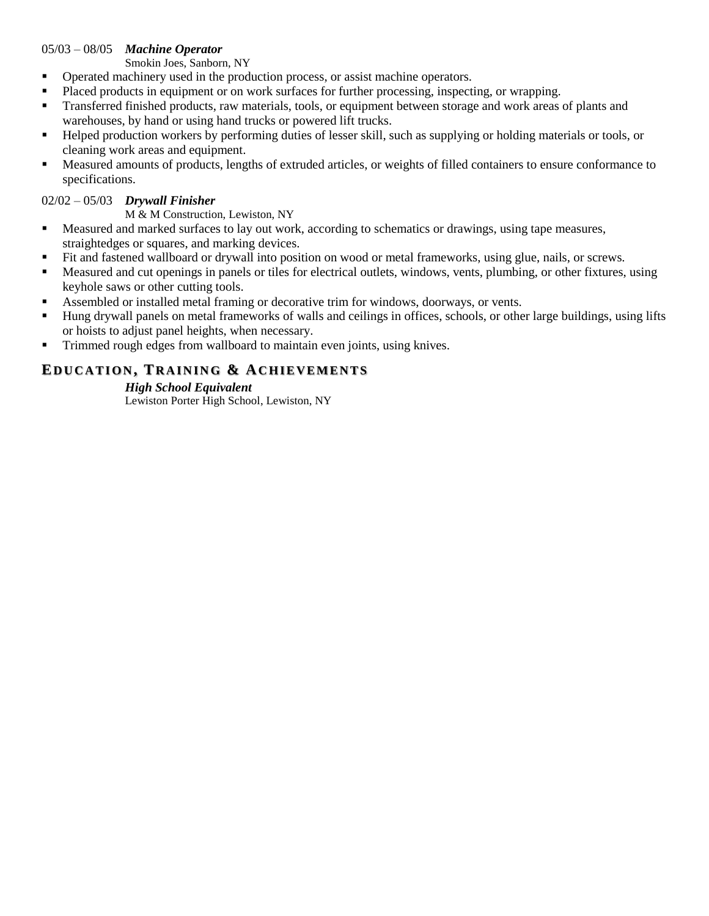05/03 – 08/05 ***Machine Operator***
Smokin Joes, Sanborn, NY

- Operated machinery used in the production process, or assist machine operators.
- Placed products in equipment or on work surfaces for further processing, inspecting, or wrapping.
- Transferred finished products, raw materials, tools, or equipment between storage and work areas of plants and warehouses, by hand or using hand trucks or powered lift trucks.
- Helped production workers by performing duties of lesser skill, such as supplying or holding materials or tools, or cleaning work areas and equipment.
- Measured amounts of products, lengths of extruded articles, or weights of filled containers to ensure conformance to specifications.

02/02 – 05/03 ***Drywall Finisher***
M & M Construction, Lewiston, NY

- Measured and marked surfaces to lay out work, according to schematics or drawings, using tape measures, straightedges or squares, and marking devices.
- Fit and fastened wallboard or drywall into position on wood or metal frameworks, using glue, nails, or screws.
- Measured and cut openings in panels or tiles for electrical outlets, windows, vents, plumbing, or other fixtures, using keyhole saws or other cutting tools.
- Assembled or installed metal framing or decorative trim for windows, doorways, or vents.
- Hung drywall panels on metal frameworks of walls and ceilings in offices, schools, or other large buildings, using lifts or hoists to adjust panel heights, when necessary.
- Trimmed rough edges from wallboard to maintain even joints, using knives.

## EDUCATION, TRAINING & ACHIEVEMENTS

***High School Equivalent***
Lewiston Porter High School, Lewiston, NY